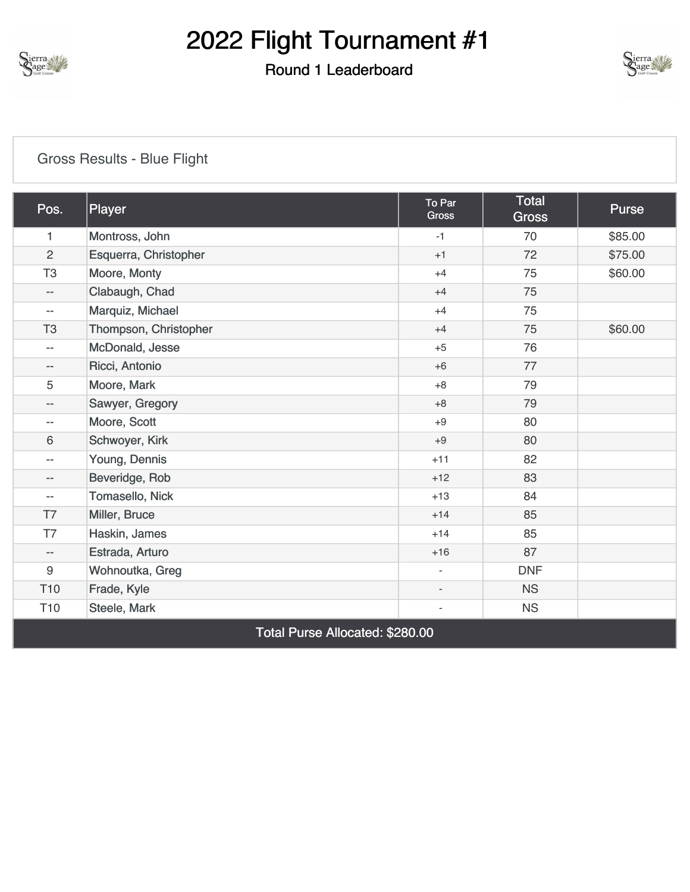# 2022 Flight Tournament #1

## Round 1 Leaderboard

Gross Results - Blue Flight

| Pos. | Player | To Par Gross | Total Gross | Purse |
|---|---|---|---|---|
| 1 | Montross, John | -1 | 70 | $85.00 |
| 2 | Esquerra, Christopher | +1 | 72 | $75.00 |
| T3 | Moore, Monty | +4 | 75 | $60.00 |
| -- | Clabaugh, Chad | +4 | 75 | |
| -- | Marquiz, Michael | +4 | 75 | |
| T3 | Thompson, Christopher | +4 | 75 | $60.00 |
| -- | McDonald, Jesse | +5 | 76 | |
| -- | Ricci, Antonio | +6 | 77 | |
| 5 | Moore, Mark | +8 | 79 | |
| -- | Sawyer, Gregory | +8 | 79 | |
| -- | Moore, Scott | +9 | 80 | |
| 6 | Schwoyer, Kirk | +9 | 80 | |
| -- | Young, Dennis | +11 | 82 | |
| -- | Beveridge, Rob | +12 | 83 | |
| -- | Tomasello, Nick | +13 | 84 | |
| T7 | Miller, Bruce | +14 | 85 | |
| T7 | Haskin, James | +14 | 85 | |
| -- | Estrada, Arturo | +16 | 87 | |
| 9 | Wohnoutka, Greg | - | DNF | |
| T10 | Frade, Kyle | - | NS | |
| T10 | Steele, Mark | - | NS | |
| Total Purse Allocated: $280.00 | | | | |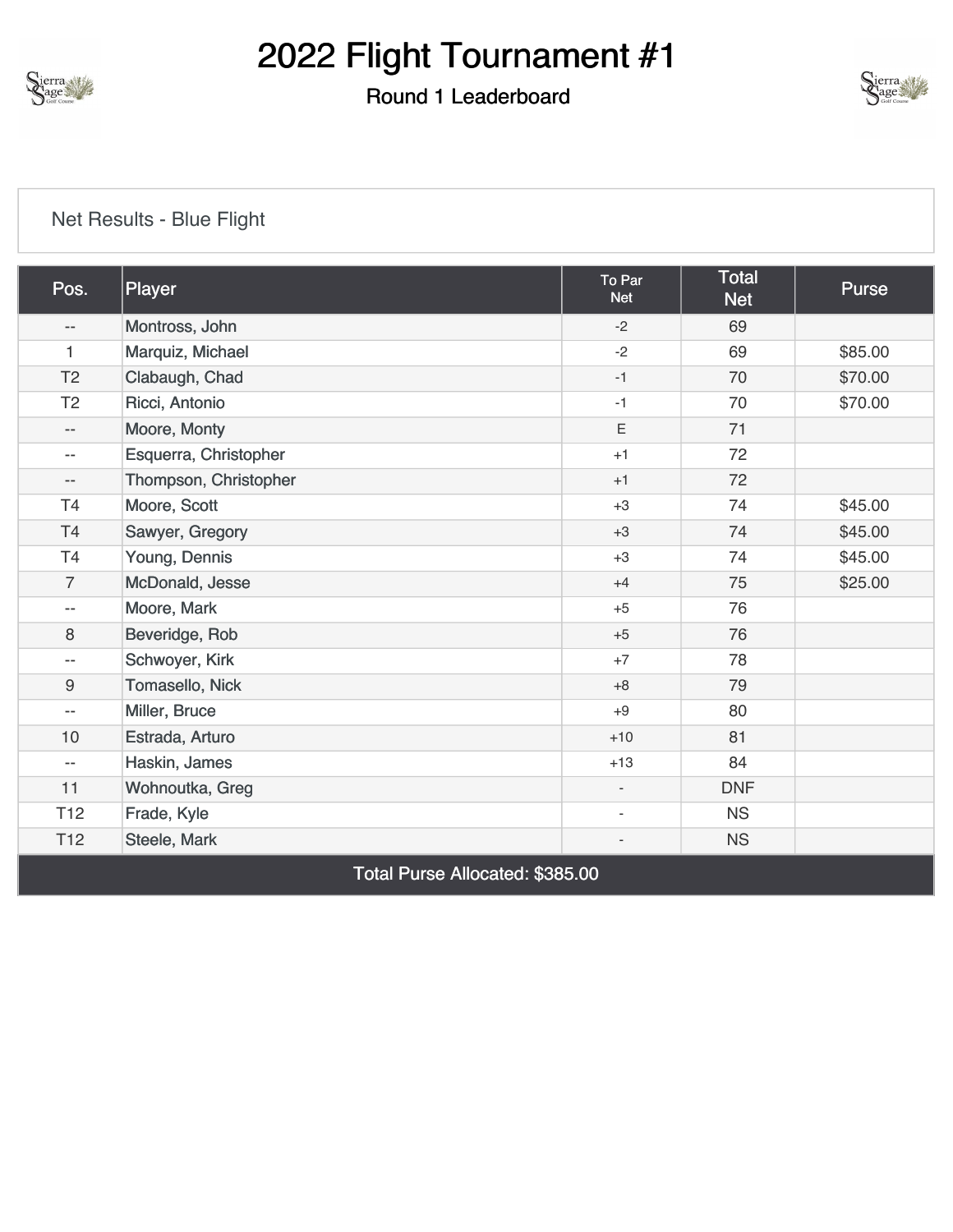# 2022 Flight Tournament #1

## Round 1 Leaderboard

Net Results - Blue Flight

| Pos. | Player | To Par Net | Total Net | Purse |
|---|---|---|---|---|
| -- | Montross, John | -2 | 69 | |
| 1 | Marquiz, Michael | -2 | 69 | $85.00 |
| T2 | Clabaugh, Chad | -1 | 70 | $70.00 |
| T2 | Ricci, Antonio | -1 | 70 | $70.00 |
| -- | Moore, Monty | E | 71 | |
| -- | Esquerra, Christopher | +1 | 72 | |
| -- | Thompson, Christopher | +1 | 72 | |
| T4 | Moore, Scott | +3 | 74 | $45.00 |
| T4 | Sawyer, Gregory | +3 | 74 | $45.00 |
| T4 | Young, Dennis | +3 | 74 | $45.00 |
| 7 | McDonald, Jesse | +4 | 75 | $25.00 |
| -- | Moore, Mark | +5 | 76 | |
| 8 | Beveridge, Rob | +5 | 76 | |
| -- | Schwoyer, Kirk | +7 | 78 | |
| 9 | Tomasello, Nick | +8 | 79 | |
| -- | Miller, Bruce | +9 | 80 | |
| 10 | Estrada, Arturo | +10 | 81 | |
| -- | Haskin, James | +13 | 84 | |
| 11 | Wohnoutka, Greg | - | DNF | |
| T12 | Frade, Kyle | - | NS | |
| T12 | Steele, Mark | - | NS | |
| Total Purse Allocated: $385.00 | | | | |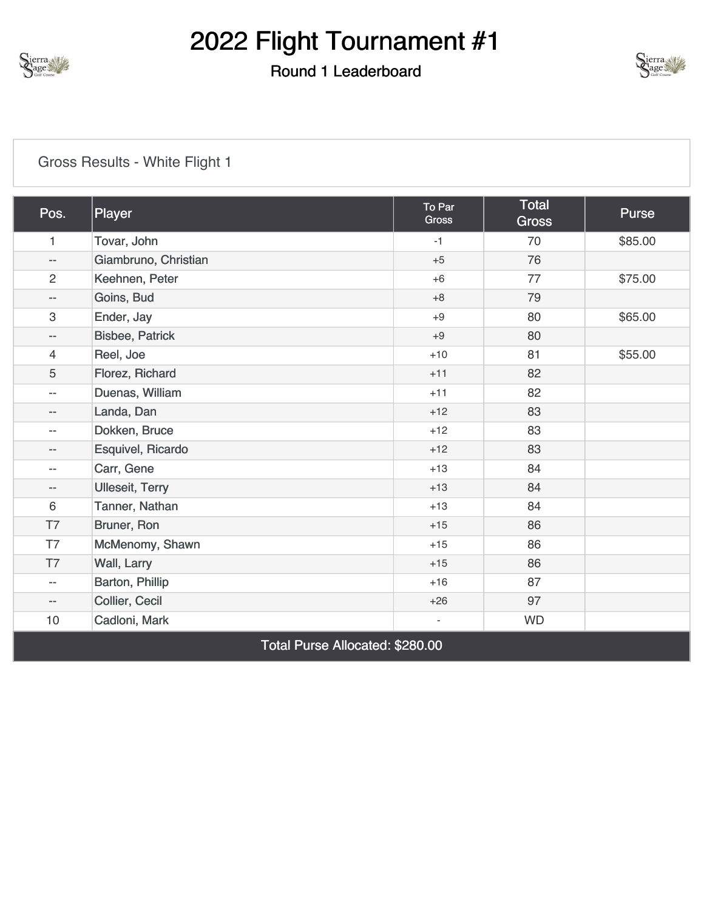# 2022 Flight Tournament #1

## Round 1 Leaderboard

Gross Results - White Flight 1

| Pos. | Player | To Par Gross | Total Gross | Purse |
|---|---|---|---|---|
| 1 | Tovar, John | -1 | 70 | $85.00 |
| -- | Giambruno, Christian | +5 | 76 | |
| 2 | Keehnen, Peter | +6 | 77 | $75.00 |
| -- | Goins, Bud | +8 | 79 | |
| 3 | Ender, Jay | +9 | 80 | $65.00 |
| -- | Bisbee, Patrick | +9 | 80 | |
| 4 | Reel, Joe | +10 | 81 | $55.00 |
| 5 | Florez, Richard | +11 | 82 | |
| -- | Duenas, William | +11 | 82 | |
| -- | Landa, Dan | +12 | 83 | |
| -- | Dokken, Bruce | +12 | 83 | |
| -- | Esquivel, Ricardo | +12 | 83 | |
| -- | Carr, Gene | +13 | 84 | |
| -- | Ulleseit, Terry | +13 | 84 | |
| 6 | Tanner, Nathan | +13 | 84 | |
| T7 | Bruner, Ron | +15 | 86 | |
| T7 | McMenomy, Shawn | +15 | 86 | |
| T7 | Wall, Larry | +15 | 86 | |
| -- | Barton, Phillip | +16 | 87 | |
| -- | Collier, Cecil | +26 | 97 | |
| 10 | Cadloni, Mark | - | WD | |
| Total Purse Allocated: $280.00 | | | | |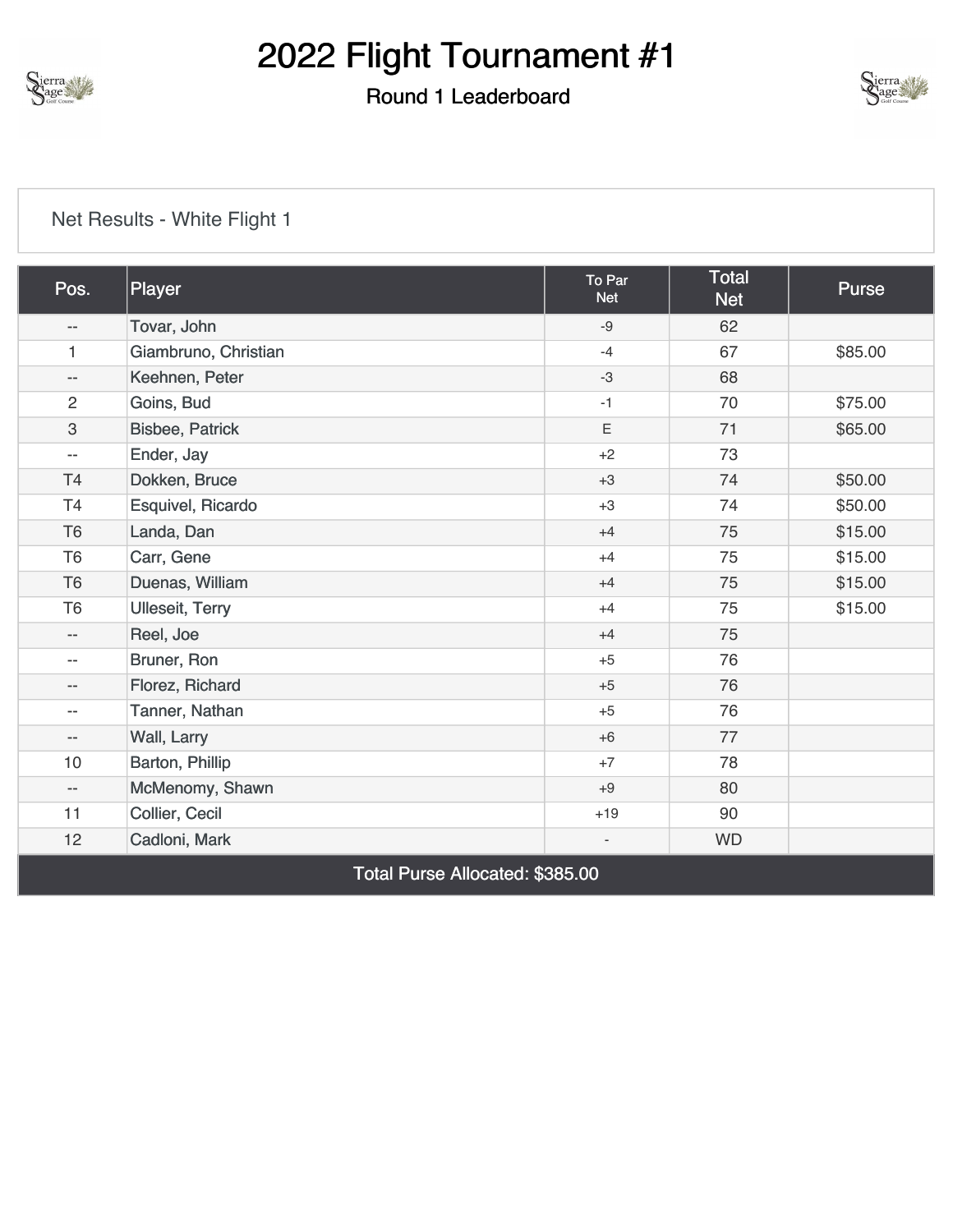# 2022 Flight Tournament #1

## Round 1 Leaderboard

Net Results - White Flight 1

| Pos. | Player | To Par Net | Total Net | Purse |
|---|---|---|---|---|
| -- | Tovar, John | -9 | 62 | |
| 1 | Giambruno, Christian | -4 | 67 | $85.00 |
| -- | Keehnen, Peter | -3 | 68 | |
| 2 | Goins, Bud | -1 | 70 | $75.00 |
| 3 | Bisbee, Patrick | E | 71 | $65.00 |
| -- | Ender, Jay | +2 | 73 | |
| T4 | Dokken, Bruce | +3 | 74 | $50.00 |
| T4 | Esquivel, Ricardo | +3 | 74 | $50.00 |
| T6 | Landa, Dan | +4 | 75 | $15.00 |
| T6 | Carr, Gene | +4 | 75 | $15.00 |
| T6 | Duenas, William | +4 | 75 | $15.00 |
| T6 | Ulleseit, Terry | +4 | 75 | $15.00 |
| -- | Reel, Joe | +4 | 75 | |
| -- | Bruner, Ron | +5 | 76 | |
| -- | Florez, Richard | +5 | 76 | |
| -- | Tanner, Nathan | +5 | 76 | |
| -- | Wall, Larry | +6 | 77 | |
| 10 | Barton, Phillip | +7 | 78 | |
| -- | McMenomy, Shawn | +9 | 80 | |
| 11 | Collier, Cecil | +19 | 90 | |
| 12 | Cadloni, Mark | - | WD | |
| Total Purse Allocated: $385.00 | | | | |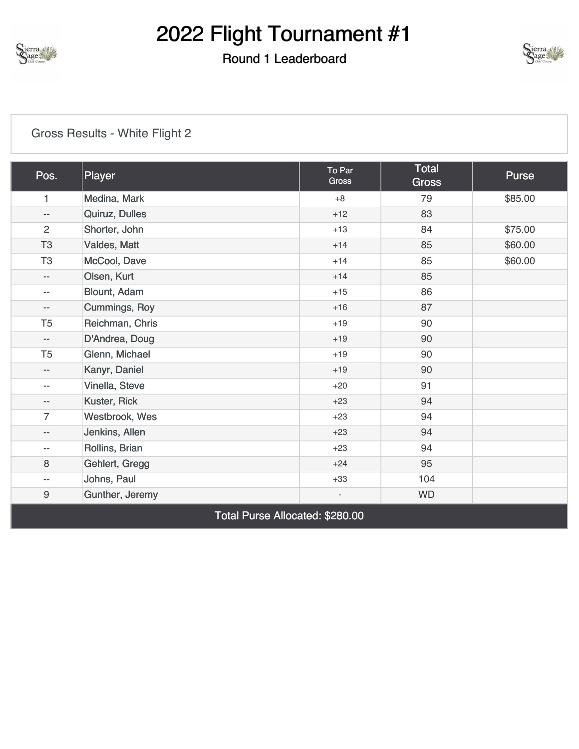# 2022 Flight Tournament #1

## Round 1 Leaderboard

Gross Results - White Flight 2

| Pos. | Player | To Par Gross | Total Gross | Purse |
|---|---|---|---|---|
| 1 | Medina, Mark | +8 | 79 | $85.00 |
| -- | Quiruz, Dulles | +12 | 83 | |
| 2 | Shorter, John | +13 | 84 | $75.00 |
| T3 | Valdes, Matt | +14 | 85 | $60.00 |
| T3 | McCool, Dave | +14 | 85 | $60.00 |
| -- | Olsen, Kurt | +14 | 85 | |
| -- | Blount, Adam | +15 | 86 | |
| -- | Cummings, Roy | +16 | 87 | |
| T5 | Reichman, Chris | +19 | 90 | |
| -- | D'Andrea, Doug | +19 | 90 | |
| T5 | Glenn, Michael | +19 | 90 | |
| -- | Kanyr, Daniel | +19 | 90 | |
| -- | Vinella, Steve | +20 | 91 | |
| -- | Kuster, Rick | +23 | 94 | |
| 7 | Westbrook, Wes | +23 | 94 | |
| -- | Jenkins, Allen | +23 | 94 | |
| -- | Rollins, Brian | +23 | 94 | |
| 8 | Gehlert, Gregg | +24 | 95 | |
| -- | Johns, Paul | +33 | 104 | |
| 9 | Gunther, Jeremy | - | WD | |

Total Purse Allocated: $280.00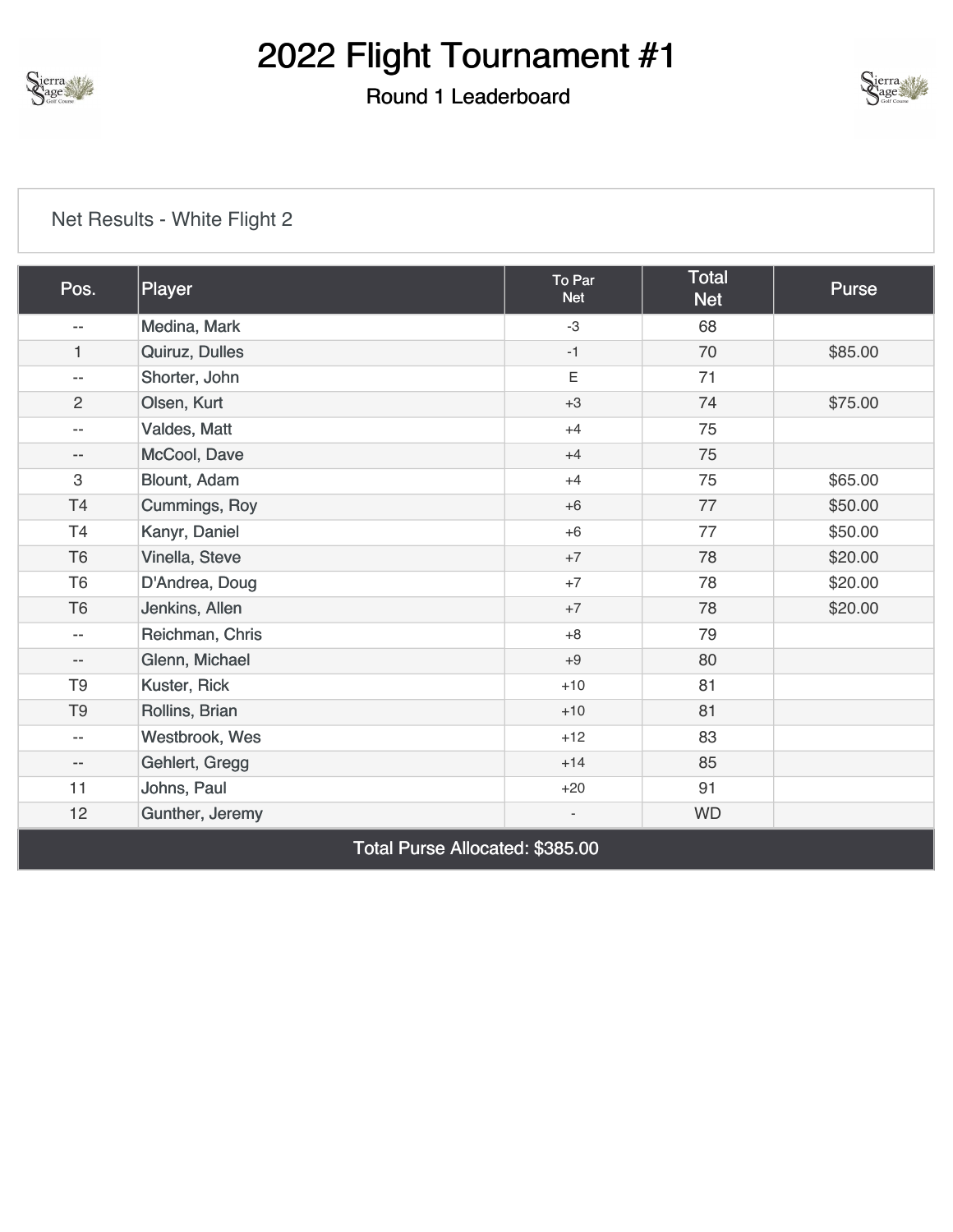# 2022 Flight Tournament #1

## Round 1 Leaderboard

Net Results - White Flight 2

| Pos. | Player | To Par Net | Total Net | Purse |
|---|---|---|---|---|
| -- | Medina, Mark | -3 | 68 | |
| 1 | Quiruz, Dulles | -1 | 70 | $85.00 |
| -- | Shorter, John | E | 71 | |
| 2 | Olsen, Kurt | +3 | 74 | $75.00 |
| -- | Valdes, Matt | +4 | 75 | |
| -- | McCool, Dave | +4 | 75 | |
| 3 | Blount, Adam | +4 | 75 | $65.00 |
| T4 | Cummings, Roy | +6 | 77 | $50.00 |
| T4 | Kanyr, Daniel | +6 | 77 | $50.00 |
| T6 | Vinella, Steve | +7 | 78 | $20.00 |
| T6 | D'Andrea, Doug | +7 | 78 | $20.00 |
| T6 | Jenkins, Allen | +7 | 78 | $20.00 |
| -- | Reichman, Chris | +8 | 79 | |
| -- | Glenn, Michael | +9 | 80 | |
| T9 | Kuster, Rick | +10 | 81 | |
| T9 | Rollins, Brian | +10 | 81 | |
| -- | Westbrook, Wes | +12 | 83 | |
| -- | Gehlert, Gregg | +14 | 85 | |
| 11 | Johns, Paul | +20 | 91 | |
| 12 | Gunther, Jeremy | - | WD | |
| Total Purse Allocated: $385.00 | | | | |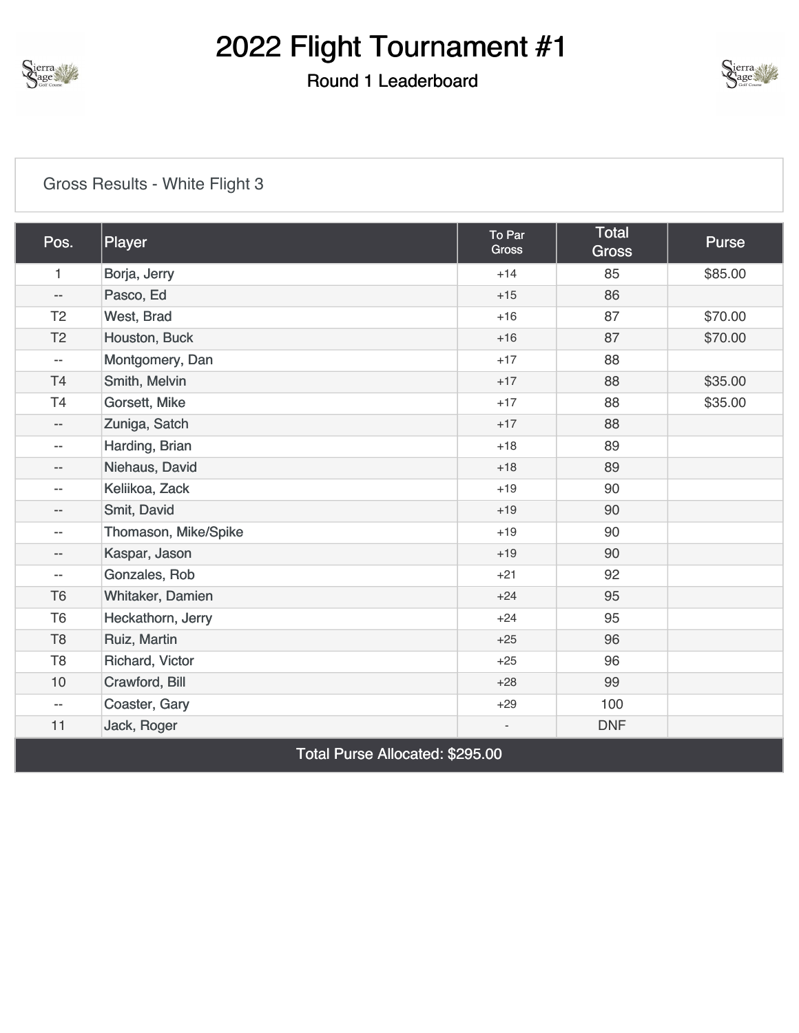# 2022 Flight Tournament #1

## Round 1 Leaderboard

Gross Results - White Flight 3

| Pos. | Player | To Par Gross | Total Gross | Purse |
|---|---|---|---|---|
| 1 | Borja, Jerry | +14 | 85 | $85.00 |
| -- | Pasco, Ed | +15 | 86 | |
| T2 | West, Brad | +16 | 87 | $70.00 |
| T2 | Houston, Buck | +16 | 87 | $70.00 |
| -- | Montgomery, Dan | +17 | 88 | |
| T4 | Smith, Melvin | +17 | 88 | $35.00 |
| T4 | Gorsett, Mike | +17 | 88 | $35.00 |
| -- | Zuniga, Satch | +17 | 88 | |
| -- | Harding, Brian | +18 | 89 | |
| -- | Niehaus, David | +18 | 89 | |
| -- | Keliikoa, Zack | +19 | 90 | |
| -- | Smit, David | +19 | 90 | |
| -- | Thomason, Mike/Spike | +19 | 90 | |
| -- | Kaspar, Jason | +19 | 90 | |
| -- | Gonzales, Rob | +21 | 92 | |
| T6 | Whitaker, Damien | +24 | 95 | |
| T6 | Heckathorn, Jerry | +24 | 95 | |
| T8 | Ruiz, Martin | +25 | 96 | |
| T8 | Richard, Victor | +25 | 96 | |
| 10 | Crawford, Bill | +28 | 99 | |
| -- | Coaster, Gary | +29 | 100 | |
| 11 | Jack, Roger | - | DNF | |
| Total Purse Allocated: $295.00 | | | | |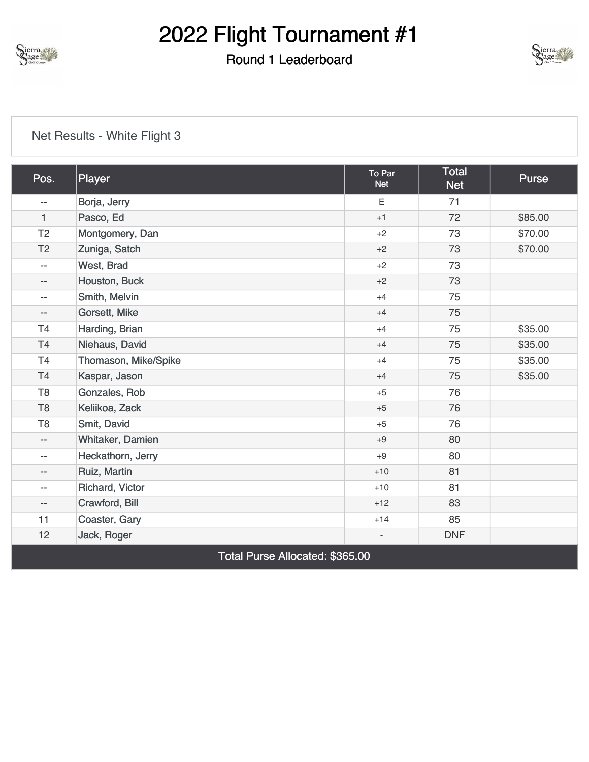# 2022 Flight Tournament #1

## Round 1 Leaderboard

Net Results - White Flight 3

| Pos. | Player | To Par Net | Total Net | Purse |
|---|---|---|---|---|
| -- | Borja, Jerry | E | 71 | |
| 1 | Pasco, Ed | +1 | 72 | $85.00 |
| T2 | Montgomery, Dan | +2 | 73 | $70.00 |
| T2 | Zuniga, Satch | +2 | 73 | $70.00 |
| -- | West, Brad | +2 | 73 | |
| -- | Houston, Buck | +2 | 73 | |
| -- | Smith, Melvin | +4 | 75 | |
| -- | Gorsett, Mike | +4 | 75 | |
| T4 | Harding, Brian | +4 | 75 | $35.00 |
| T4 | Niehaus, David | +4 | 75 | $35.00 |
| T4 | Thomason, Mike/Spike | +4 | 75 | $35.00 |
| T4 | Kaspar, Jason | +4 | 75 | $35.00 |
| T8 | Gonzales, Rob | +5 | 76 | |
| T8 | Keliikoa, Zack | +5 | 76 | |
| T8 | Smit, David | +5 | 76 | |
| -- | Whitaker, Damien | +9 | 80 | |
| -- | Heckathorn, Jerry | +9 | 80 | |
| -- | Ruiz, Martin | +10 | 81 | |
| -- | Richard, Victor | +10 | 81 | |
| -- | Crawford, Bill | +12 | 83 | |
| 11 | Coaster, Gary | +14 | 85 | |
| 12 | Jack, Roger | - | DNF | |
| Total Purse Allocated: $365.00 | | | | |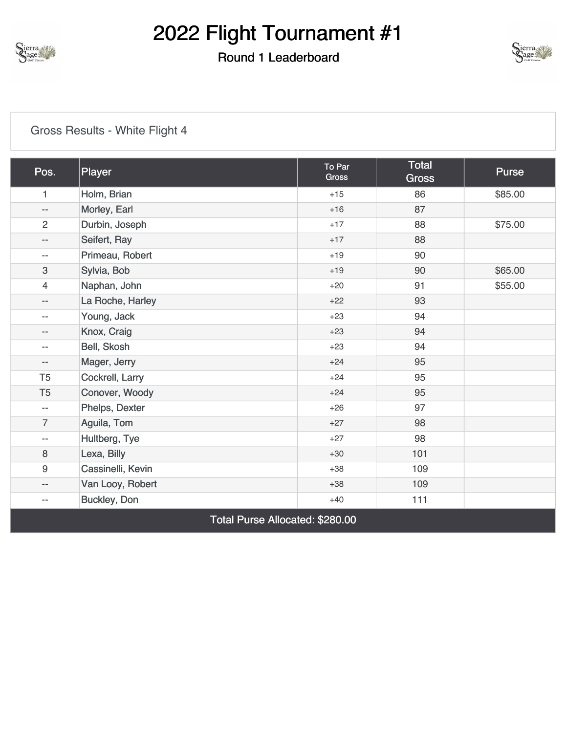# 2022 Flight Tournament #1

## Round 1 Leaderboard

Gross Results - White Flight 4

| Pos. | Player | To Par Gross | Total Gross | Purse |
|---|---|---|---|---|
| 1 | Holm, Brian | +15 | 86 | $85.00 |
| -- | Morley, Earl | +16 | 87 | |
| 2 | Durbin, Joseph | +17 | 88 | $75.00 |
| -- | Seifert, Ray | +17 | 88 | |
| -- | Primeau, Robert | +19 | 90 | |
| 3 | Sylvia, Bob | +19 | 90 | $65.00 |
| 4 | Naphan, John | +20 | 91 | $55.00 |
| -- | La Roche, Harley | +22 | 93 | |
| -- | Young, Jack | +23 | 94 | |
| -- | Knox, Craig | +23 | 94 | |
| -- | Bell, Skosh | +23 | 94 | |
| -- | Mager, Jerry | +24 | 95 | |
| T5 | Cockrell, Larry | +24 | 95 | |
| T5 | Conover, Woody | +24 | 95 | |
| -- | Phelps, Dexter | +26 | 97 | |
| 7 | Aguila, Tom | +27 | 98 | |
| -- | Hultberg, Tye | +27 | 98 | |
| 8 | Lexa, Billy | +30 | 101 | |
| 9 | Cassinelli, Kevin | +38 | 109 | |
| -- | Van Looy, Robert | +38 | 109 | |
| -- | Buckley, Don | +40 | 111 | |

Total Purse Allocated: $280.00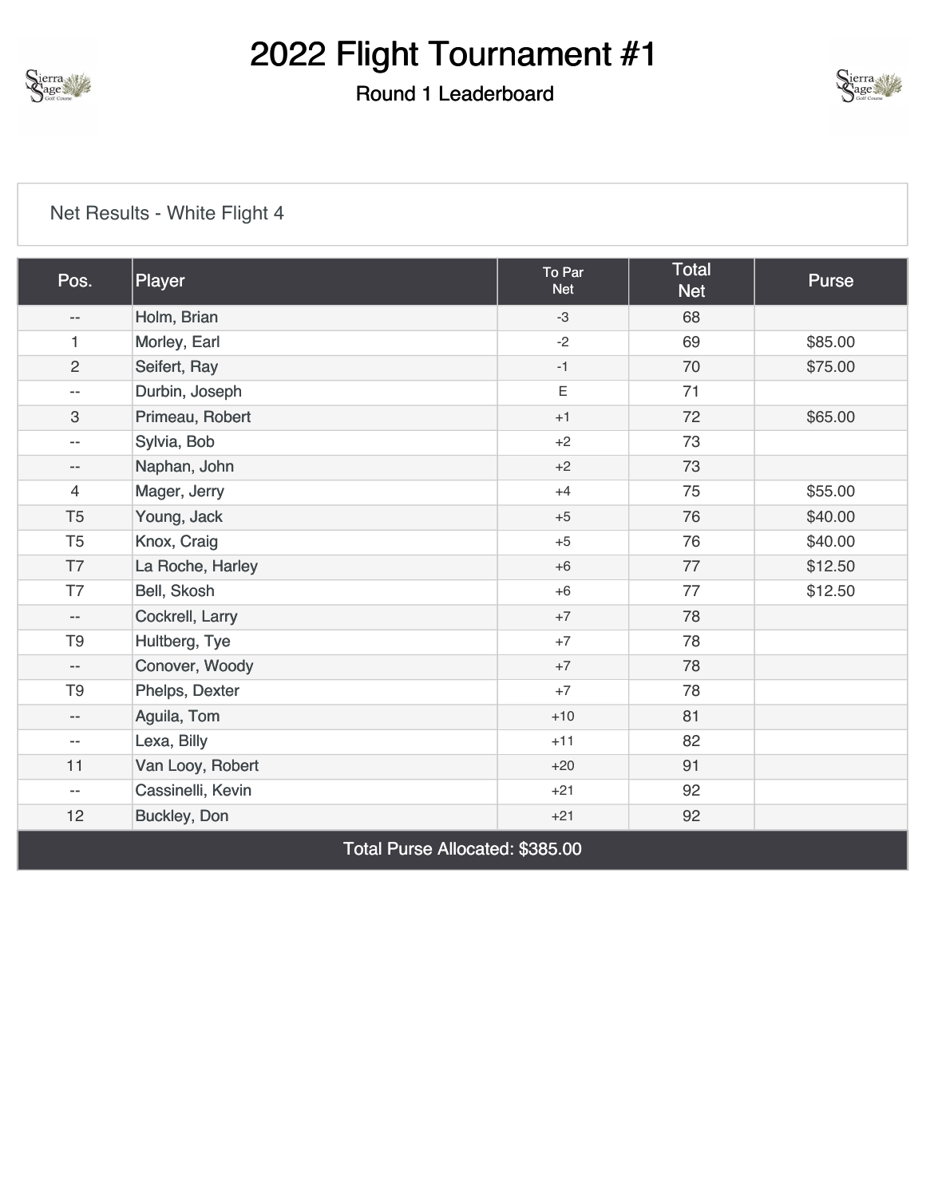# 2022 Flight Tournament #1

## Round 1 Leaderboard

Net Results - White Flight 4

| Pos. | Player | To Par Net | Total Net | Purse |
|---|---|---|---|---|
| -- | Holm, Brian | -3 | 68 | |
| 1 | Morley, Earl | -2 | 69 | $85.00 |
| 2 | Seifert, Ray | -1 | 70 | $75.00 |
| -- | Durbin, Joseph | E | 71 | |
| 3 | Primeau, Robert | +1 | 72 | $65.00 |
| -- | Sylvia, Bob | +2 | 73 | |
| -- | Naphan, John | +2 | 73 | |
| 4 | Mager, Jerry | +4 | 75 | $55.00 |
| T5 | Young, Jack | +5 | 76 | $40.00 |
| T5 | Knox, Craig | +5 | 76 | $40.00 |
| T7 | La Roche, Harley | +6 | 77 | $12.50 |
| T7 | Bell, Skosh | +6 | 77 | $12.50 |
| -- | Cockrell, Larry | +7 | 78 | |
| T9 | Hultberg, Tye | +7 | 78 | |
| -- | Conover, Woody | +7 | 78 | |
| T9 | Phelps, Dexter | +7 | 78 | |
| -- | Aguila, Tom | +10 | 81 | |
| -- | Lexa, Billy | +11 | 82 | |
| 11 | Van Looy, Robert | +20 | 91 | |
| -- | Cassinelli, Kevin | +21 | 92 | |
| 12 | Buckley, Don | +21 | 92 | |
| Total Purse Allocated: $385.00 | | | | |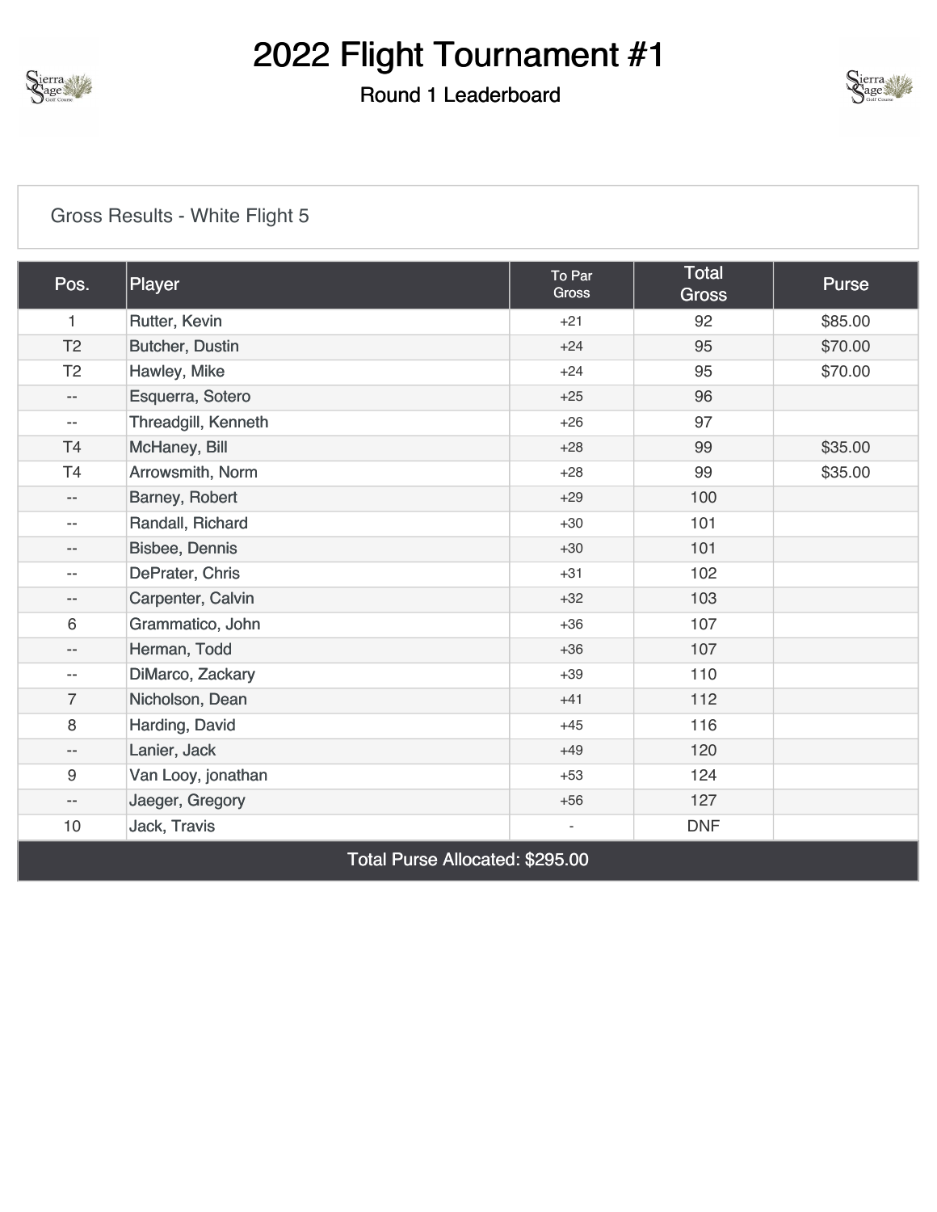# 2022 Flight Tournament #1

## Round 1 Leaderboard

Gross Results - White Flight 5

| Pos. | Player | To Par Gross | Total Gross | Purse |
|---|---|---|---|---|
| 1 | Rutter, Kevin | +21 | 92 | $85.00 |
| T2 | Butcher, Dustin | +24 | 95 | $70.00 |
| T2 | Hawley, Mike | +24 | 95 | $70.00 |
| -- | Esquerra, Sotero | +25 | 96 | |
| -- | Threadgill, Kenneth | +26 | 97 | |
| T4 | McHaney, Bill | +28 | 99 | $35.00 |
| T4 | Arrowsmith, Norm | +28 | 99 | $35.00 |
| -- | Barney, Robert | +29 | 100 | |
| -- | Randall, Richard | +30 | 101 | |
| -- | Bisbee, Dennis | +30 | 101 | |
| -- | DePrater, Chris | +31 | 102 | |
| -- | Carpenter, Calvin | +32 | 103 | |
| 6 | Grammatico, John | +36 | 107 | |
| -- | Herman, Todd | +36 | 107 | |
| -- | DiMarco, Zackary | +39 | 110 | |
| 7 | Nicholson, Dean | +41 | 112 | |
| 8 | Harding, David | +45 | 116 | |
| -- | Lanier, Jack | +49 | 120 | |
| 9 | Van Looy, jonathan | +53 | 124 | |
| -- | Jaeger, Gregory | +56 | 127 | |
| 10 | Jack, Travis | - | DNF | |
| Total Purse Allocated: $295.00 | | | | |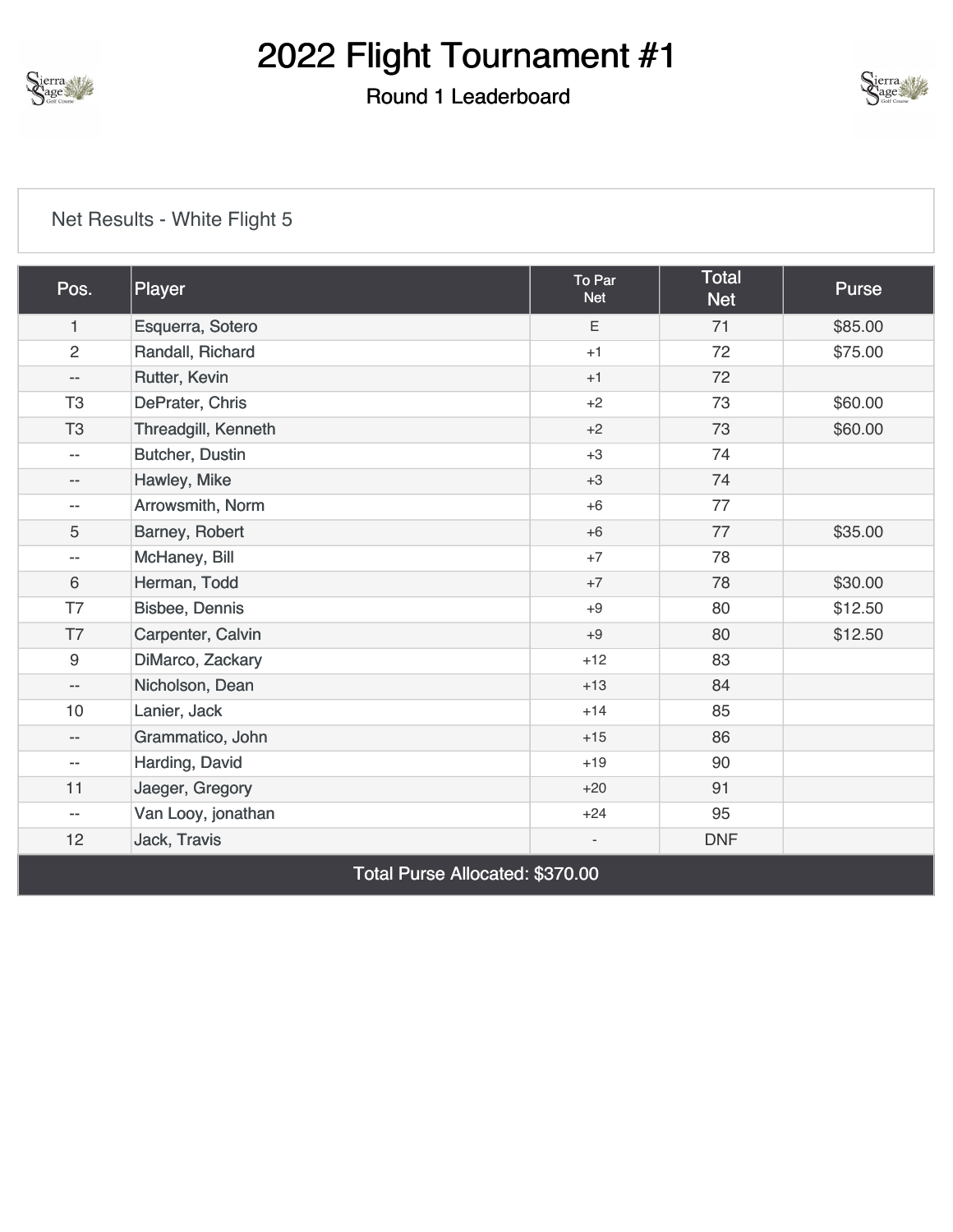# 2022 Flight Tournament #1

## Round 1 Leaderboard

Net Results - White Flight 5

| Pos. | Player | To Par Net | Total Net | Purse |
|---|---|---|---|---|
| 1 | Esquerra, Sotero | E | 71 | $85.00 |
| 2 | Randall, Richard | +1 | 72 | $75.00 |
| -- | Rutter, Kevin | +1 | 72 | |
| T3 | DePrater, Chris | +2 | 73 | $60.00 |
| T3 | Threadgill, Kenneth | +2 | 73 | $60.00 |
| -- | Butcher, Dustin | +3 | 74 | |
| -- | Hawley, Mike | +3 | 74 | |
| -- | Arrowsmith, Norm | +6 | 77 | |
| 5 | Barney, Robert | +6 | 77 | $35.00 |
| -- | McHaney, Bill | +7 | 78 | |
| 6 | Herman, Todd | +7 | 78 | $30.00 |
| T7 | Bisbee, Dennis | +9 | 80 | $12.50 |
| T7 | Carpenter, Calvin | +9 | 80 | $12.50 |
| 9 | DiMarco, Zackary | +12 | 83 | |
| -- | Nicholson, Dean | +13 | 84 | |
| 10 | Lanier, Jack | +14 | 85 | |
| -- | Grammatico, John | +15 | 86 | |
| -- | Harding, David | +19 | 90 | |
| 11 | Jaeger, Gregory | +20 | 91 | |
| -- | Van Looy, jonathan | +24 | 95 | |
| 12 | Jack, Travis | - | DNF | |

Total Purse Allocated: $370.00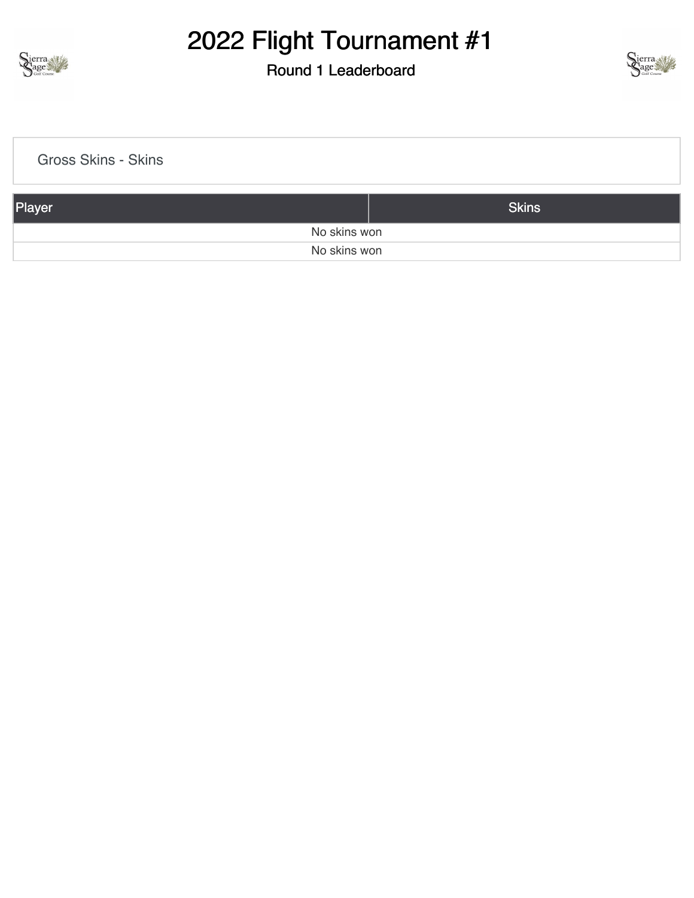# 2022 Flight Tournament #1

## Round 1 Leaderboard

Gross Skins - Skins

| Player | Skins |
| --- | --- |
| No skins won | |
| No skins won | |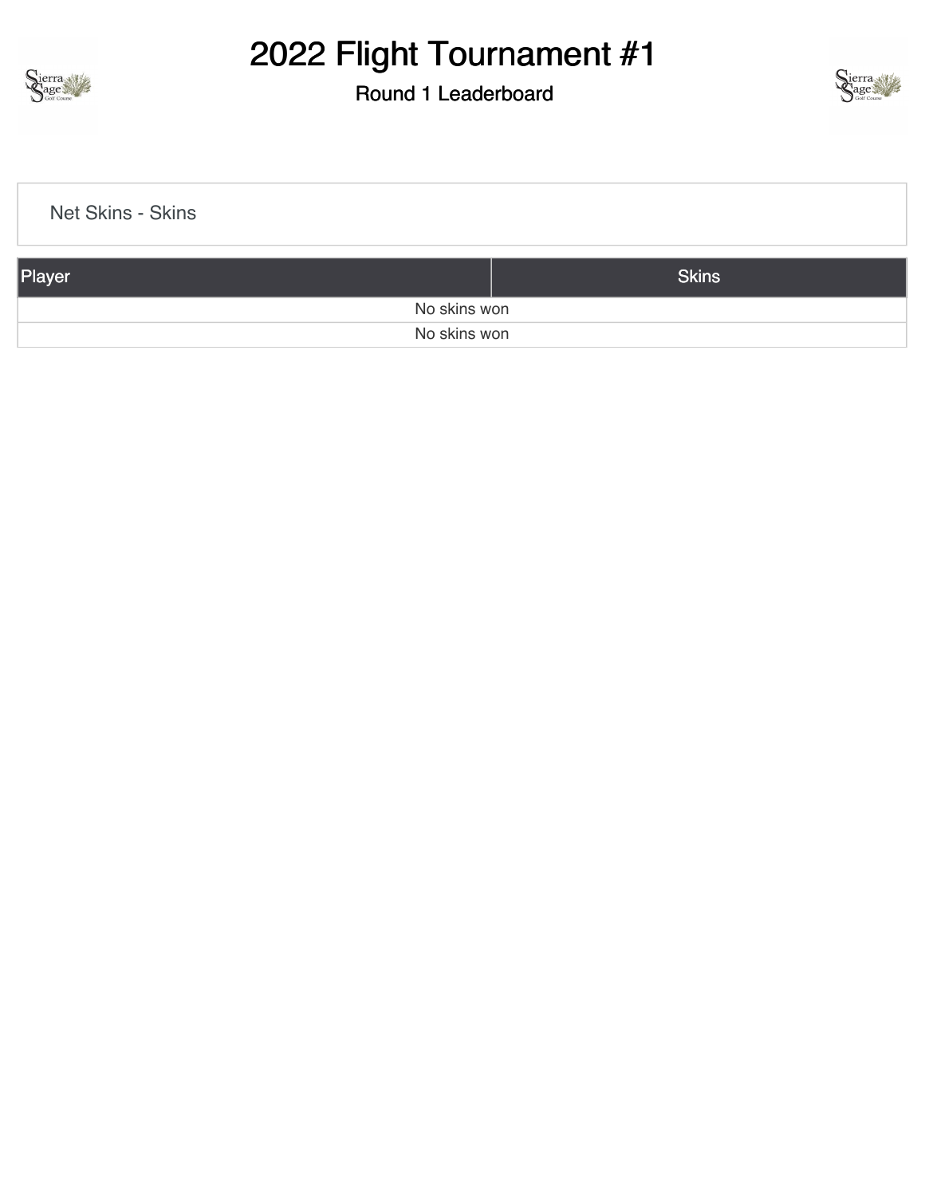# 2022 Flight Tournament #1

## Round 1 Leaderboard

Net Skins - Skins

| Player | Skins |
|---|---|
| No skins won | |
| No skins won | |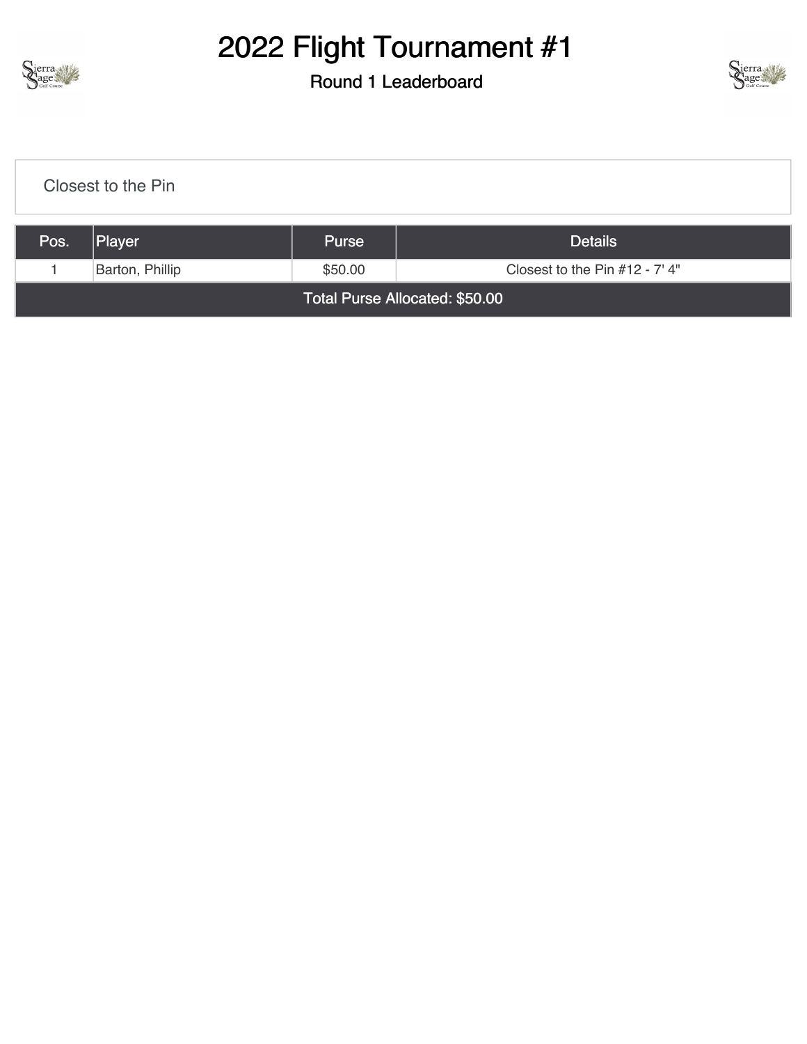# 2022 Flight Tournament #1

## Round 1 Leaderboard

Closest to the Pin

| Pos. | Player | Purse | Details |
|---|---|---|---|
| 1 | Barton, Phillip | $50.00 | Closest to the Pin #12 - 7' 4" |
| Total Purse Allocated: $50.00 | | | |